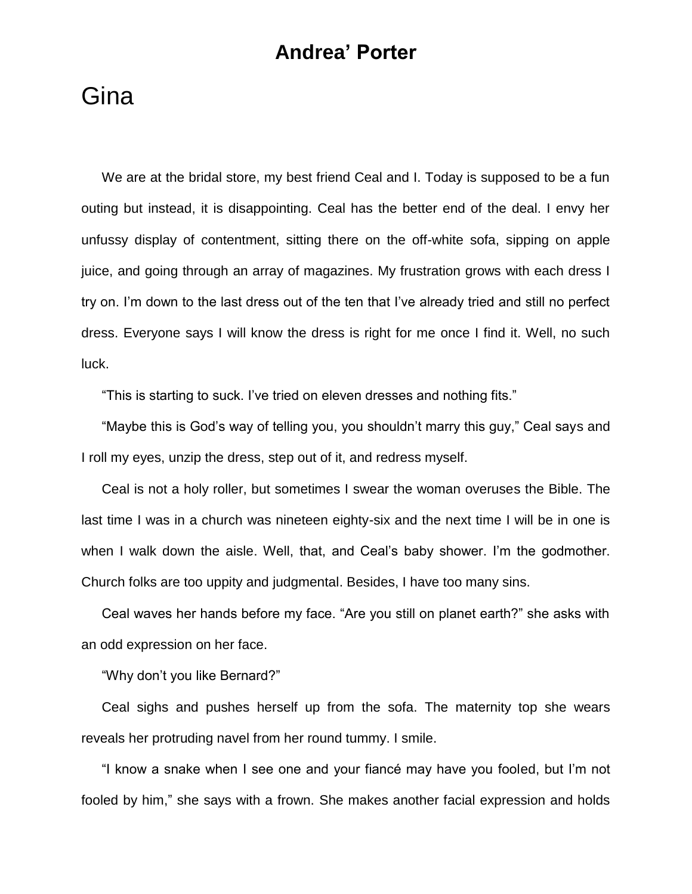# Andrea' Porter

## Gina

We are at the bridal store, my best friend Ceal and I. Today is supposed to be a fun outing but instead, it is disappointing. Ceal has the better end of the deal. I envy her unfussy display of contentment, sitting there on the off-white sofa, sipping on apple juice, and going through an array of magazines. My frustration grows with each dress I try on. I'm down to the last dress out of the ten that I've already tried and still no perfect dress. Everyone says I will know the dress is right for me once I find it. Well, no such luck.

"This is starting to suck. I've tried on eleven dresses and nothing fits."

"Maybe this is God's way of telling you, you shouldn't marry this guy," Ceal says and I roll my eyes, unzip the dress, step out of it, and redress myself.

Ceal is not a holy roller, but sometimes I swear the woman overuses the Bible. The last time I was in a church was nineteen eighty-six and the next time I will be in one is when I walk down the aisle. Well, that, and Ceal's baby shower. I'm the godmother. Church folks are too uppity and judgmental. Besides, I have too many sins.

Ceal waves her hands before my face. "Are you still on planet earth?" she asks with an odd expression on her face.

"Why don't you like Bernard?"

Ceal sighs and pushes herself up from the sofa. The maternity top she wears reveals her protruding navel from her round tummy. I smile.

"I know a snake when I see one and your fiancé may have you fooled, but I'm not fooled by him," she says with a frown. She makes another facial expression and holds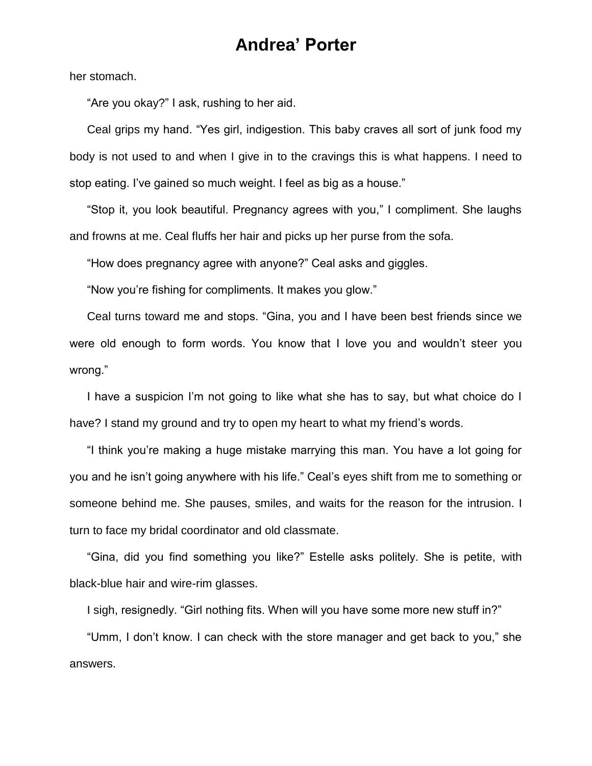her stomach.

“Are you okay?” I ask, rushing to her aid.

Ceal grips my hand. “Yes girl, indigestion. This baby craves all sort of junk food my body is not used to and when I give in to the cravings this is what happens. I need to stop eating. I’ve gained so much weight. I feel as big as a house.”

“Stop it, you look beautiful. Pregnancy agrees with you,” I compliment. She laughs and frowns at me. Ceal fluffs her hair and picks up her purse from the sofa.

“How does pregnancy agree with anyone?” Ceal asks and giggles.

“Now you’re fishing for compliments. It makes you glow.”

Ceal turns toward me and stops. “Gina, you and I have been best friends since we were old enough to form words. You know that I love you and wouldn’t steer you wrong.”

I have a suspicion I’m not going to like what she has to say, but what choice do I have? I stand my ground and try to open my heart to what my friend’s words.

“I think you’re making a huge mistake marrying this man. You have a lot going for you and he isn’t going anywhere with his life.” Ceal’s eyes shift from me to something or someone behind me. She pauses, smiles, and waits for the reason for the intrusion. I turn to face my bridal coordinator and old classmate.

“Gina, did you find something you like?” Estelle asks politely. She is petite, with black-blue hair and wire-rim glasses.

I sigh, resignedly. “Girl nothing fits. When will you have some more new stuff in?”

“Umm, I don’t know. I can check with the store manager and get back to you,” she answers.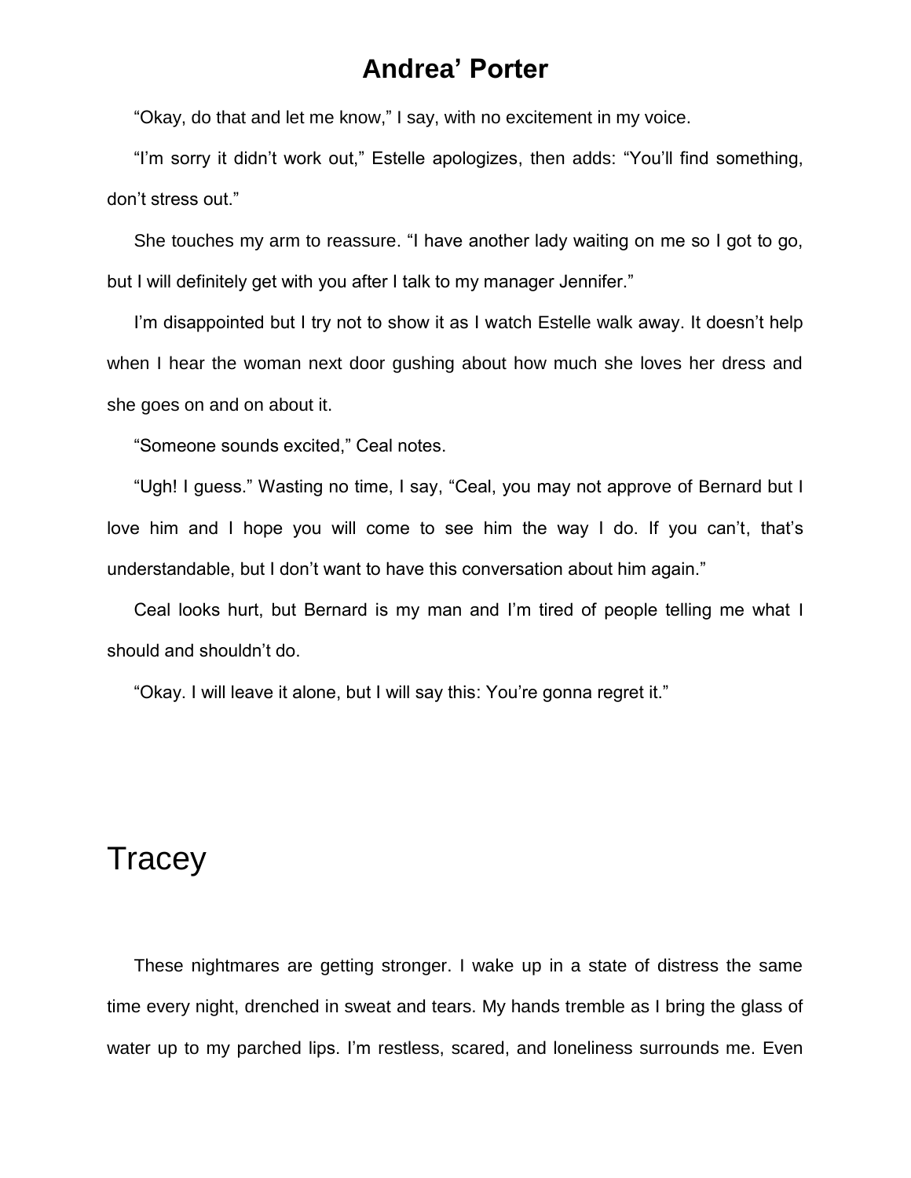"Okay, do that and let me know," I say, with no excitement in my voice.

"I'm sorry it didn't work out," Estelle apologizes, then adds: "You'll find something, don't stress out."

She touches my arm to reassure. "I have another lady waiting on me so I got to go, but I will definitely get with you after I talk to my manager Jennifer."

I'm disappointed but I try not to show it as I watch Estelle walk away. It doesn't help when I hear the woman next door gushing about how much she loves her dress and she goes on and on about it.

"Someone sounds excited," Ceal notes.

"Ugh! I guess." Wasting no time, I say, "Ceal, you may not approve of Bernard but I love him and I hope you will come to see him the way I do. If you can't, that's understandable, but I don't want to have this conversation about him again."

Ceal looks hurt, but Bernard is my man and I'm tired of people telling me what I should and shouldn't do.

"Okay. I will leave it alone, but I will say this: You're gonna regret it."

# Tracey

These nightmares are getting stronger. I wake up in a state of distress the same time every night, drenched in sweat and tears. My hands tremble as I bring the glass of water up to my parched lips. I'm restless, scared, and loneliness surrounds me. Even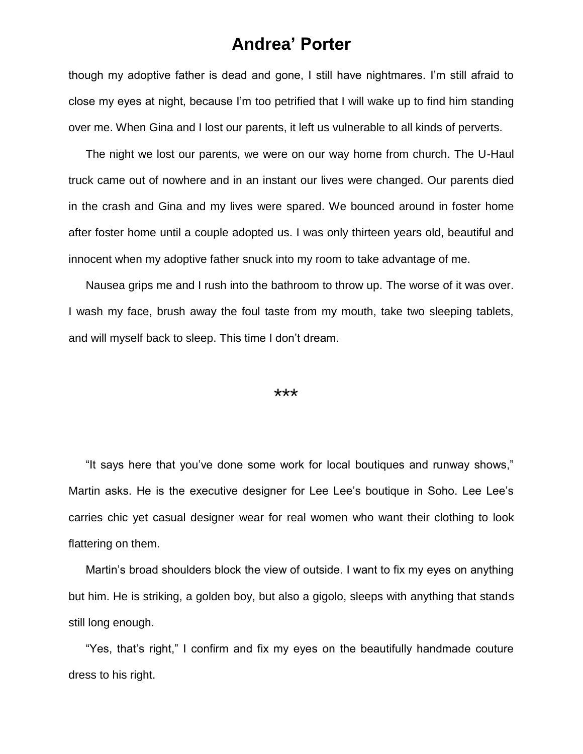though my adoptive father is dead and gone, I still have nightmares. I'm still afraid to close my eyes at night, because I'm too petrified that I will wake up to find him standing over me. When Gina and I lost our parents, it left us vulnerable to all kinds of perverts.

The night we lost our parents, we were on our way home from church. The U-Haul truck came out of nowhere and in an instant our lives were changed. Our parents died in the crash and Gina and my lives were spared. We bounced around in foster home after foster home until a couple adopted us. I was only thirteen years old, beautiful and innocent when my adoptive father snuck into my room to take advantage of me.

Nausea grips me and I rush into the bathroom to throw up. The worse of it was over. I wash my face, brush away the foul taste from my mouth, take two sleeping tablets, and will myself back to sleep. This time I don't dream.

***

"It says here that you've done some work for local boutiques and runway shows," Martin asks. He is the executive designer for Lee Lee's boutique in Soho. Lee Lee's carries chic yet casual designer wear for real women who want their clothing to look flattering on them.

Martin's broad shoulders block the view of outside. I want to fix my eyes on anything but him. He is striking, a golden boy, but also a gigolo, sleeps with anything that stands still long enough.

"Yes, that's right," I confirm and fix my eyes on the beautifully handmade couture dress to his right.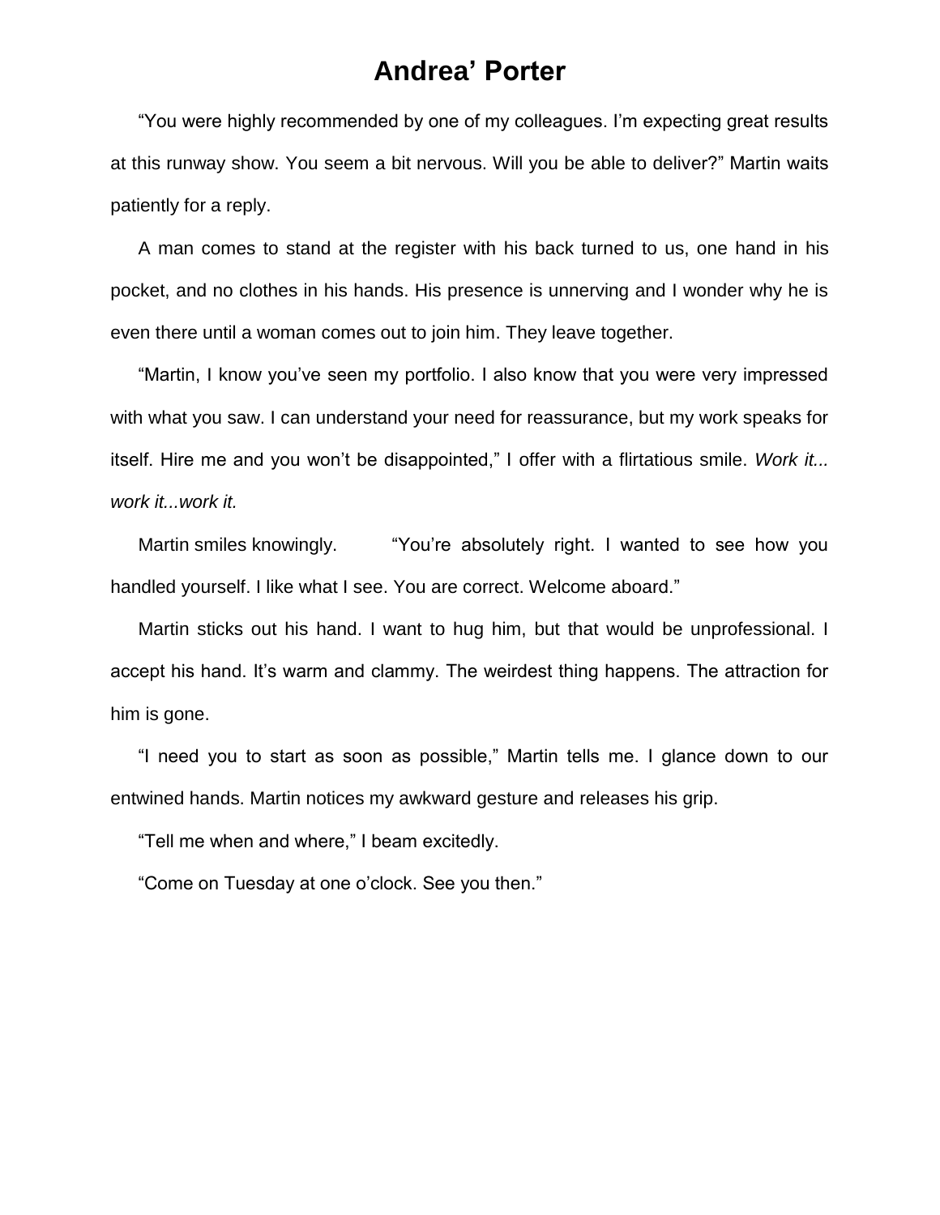# Andrea' Porter

"You were highly recommended by one of my colleagues. I'm expecting great results at this runway show. You seem a bit nervous. Will you be able to deliver?" Martin waits patiently for a reply.

A man comes to stand at the register with his back turned to us, one hand in his pocket, and no clothes in his hands. His presence is unnerving and I wonder why he is even there until a woman comes out to join him. They leave together.

"Martin, I know you've seen my portfolio. I also know that you were very impressed with what you saw. I can understand your need for reassurance, but my work speaks for itself. Hire me and you won't be disappointed," I offer with a flirtatious smile. *Work it... work it...work it.*

Martin smiles knowingly. "You're absolutely right. I wanted to see how you handled yourself. I like what I see. You are correct. Welcome aboard."

Martin sticks out his hand. I want to hug him, but that would be unprofessional. I accept his hand. It's warm and clammy. The weirdest thing happens. The attraction for him is gone.

"I need you to start as soon as possible," Martin tells me. I glance down to our entwined hands. Martin notices my awkward gesture and releases his grip.

"Tell me when and where," I beam excitedly.

"Come on Tuesday at one o'clock. See you then."